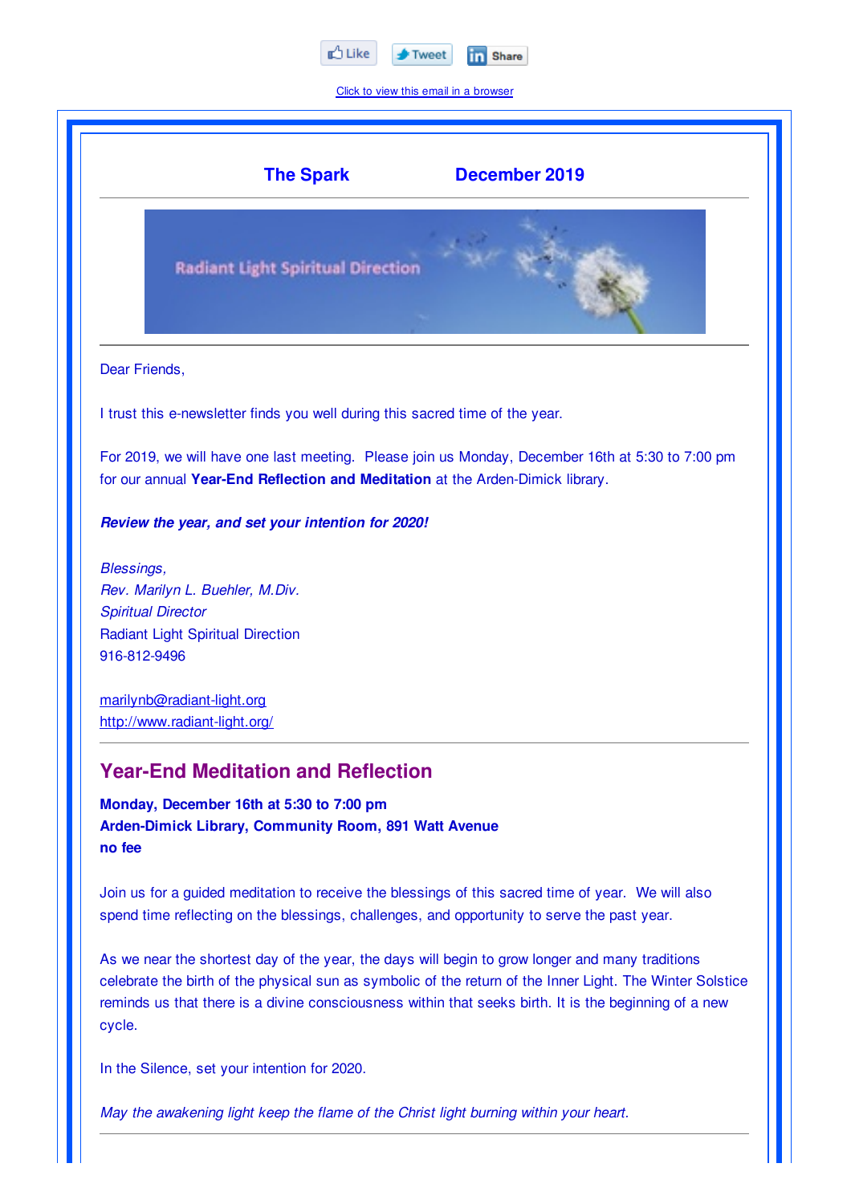Like Tweet Share

Click to view this email in a browser

**The Spark** **December 2019**

Dear Friends,

I trust this e-newsletter finds you well during this sacred time of the year.

For 2019, we will have one last meeting. Please join us Monday, December 16th at 5:30 to 7:00 pm for our annual **Year-End Reflection and Meditation** at the Arden-Dimick library.

***Review the year, and set your intention for 2020!***

*Blessings,*
*Rev. Marilyn L. Buehler, M.Div.*
*Spiritual Director*
Radiant Light Spiritual Direction
916-812-9496

marilynb@radiant-light.org
http://www.radiant-light.org/

## Year-End Meditation and Reflection

**Monday, December 16th at 5:30 to 7:00 pm**
**Arden-Dimick Library, Community Room, 891 Watt Avenue**
**no fee**

Join us for a guided meditation to receive the blessings of this sacred time of year. We will also spend time reflecting on the blessings, challenges, and opportunity to serve the past year.

As we near the shortest day of the year, the days will begin to grow longer and many traditions celebrate the birth of the physical sun as symbolic of the return of the Inner Light. The Winter Solstice reminds us that there is a divine consciousness within that seeks birth. It is the beginning of a new cycle.

In the Silence, set your intention for 2020.

*May the awakening light keep the flame of the Christ light burning within your heart.*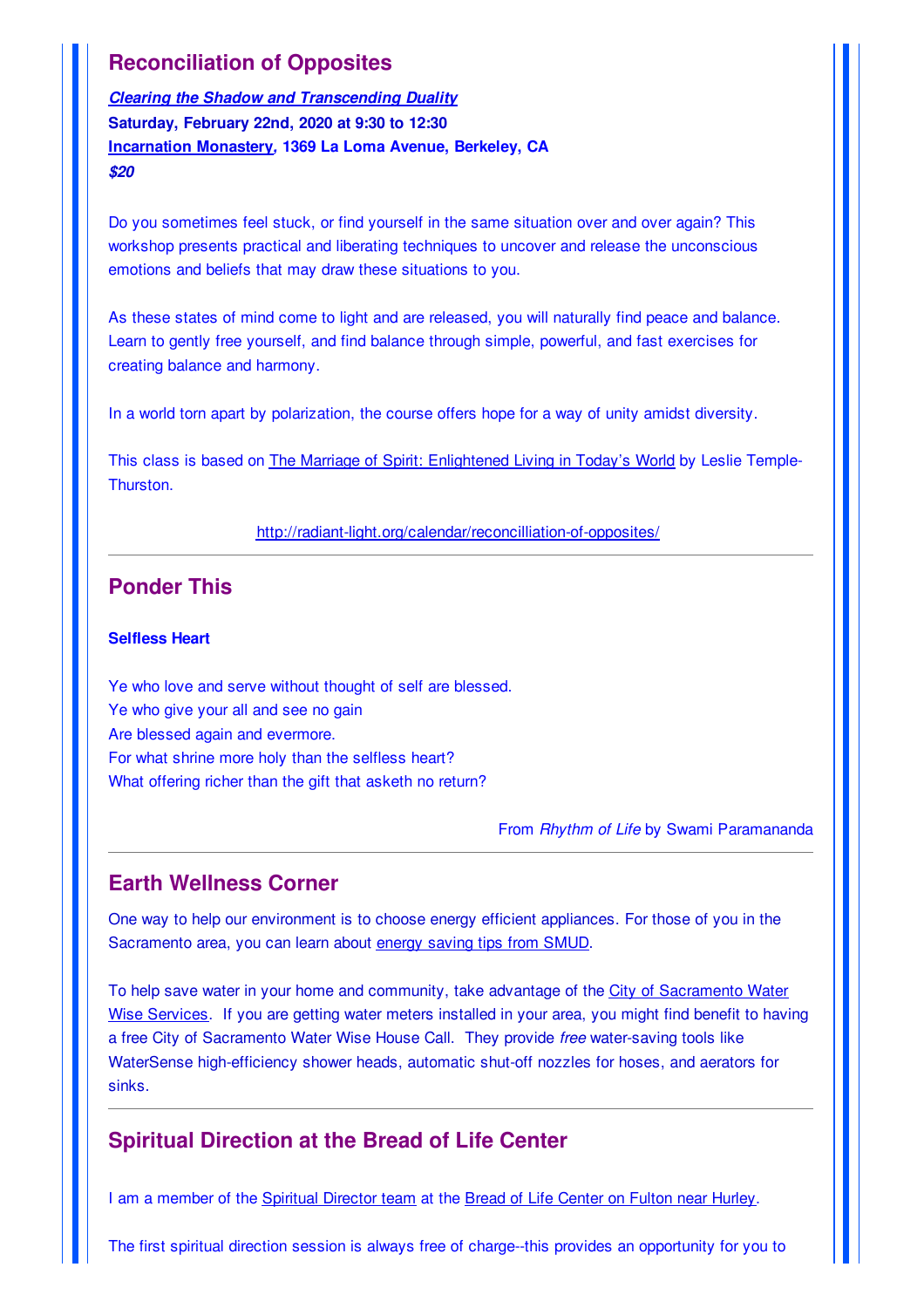## Reconciliation of Opposites

***Clearing the Shadow and Transcending Duality***
**Saturday, February 22nd, 2020 at 9:30 to 12:30**
**Incarnation Monastery, 1369 La Loma Avenue, Berkeley, CA**
***$20***

Do you sometimes feel stuck, or find yourself in the same situation over and over again? This workshop presents practical and liberating techniques to uncover and release the unconscious emotions and beliefs that may draw these situations to you.

As these states of mind come to light and are released, you will naturally find peace and balance. Learn to gently free yourself, and find balance through simple, powerful, and fast exercises for creating balance and harmony.

In a world torn apart by polarization, the course offers hope for a way of unity amidst diversity.

This class is based on The Marriage of Spirit: Enlightened Living in Today's World by Leslie Temple-Thurston.

http://radiant-light.org/calendar/reconcilliation-of-opposites/

---

## Ponder This

**Selfless Heart**

Ye who love and serve without thought of self are blessed.
Ye who give your all and see no gain
Are blessed again and evermore.
For what shrine more holy than the selfless heart?
What offering richer than the gift that asketh no return?

From *Rhythm of Life* by Swami Paramananda

---

## Earth Wellness Corner

One way to help our environment is to choose energy efficient appliances. For those of you in the Sacramento area, you can learn about energy saving tips from SMUD.

To help save water in your home and community, take advantage of the City of Sacramento Water Wise Services. If you are getting water meters installed in your area, you might find benefit to having a free City of Sacramento Water Wise House Call. They provide *free* water-saving tools like WaterSense high-efficiency shower heads, automatic shut-off nozzles for hoses, and aerators for sinks.

---

## Spiritual Direction at the Bread of Life Center

I am a member of the Spiritual Director team at the Bread of Life Center on Fulton near Hurley.

The first spiritual direction session is always free of charge--this provides an opportunity for you to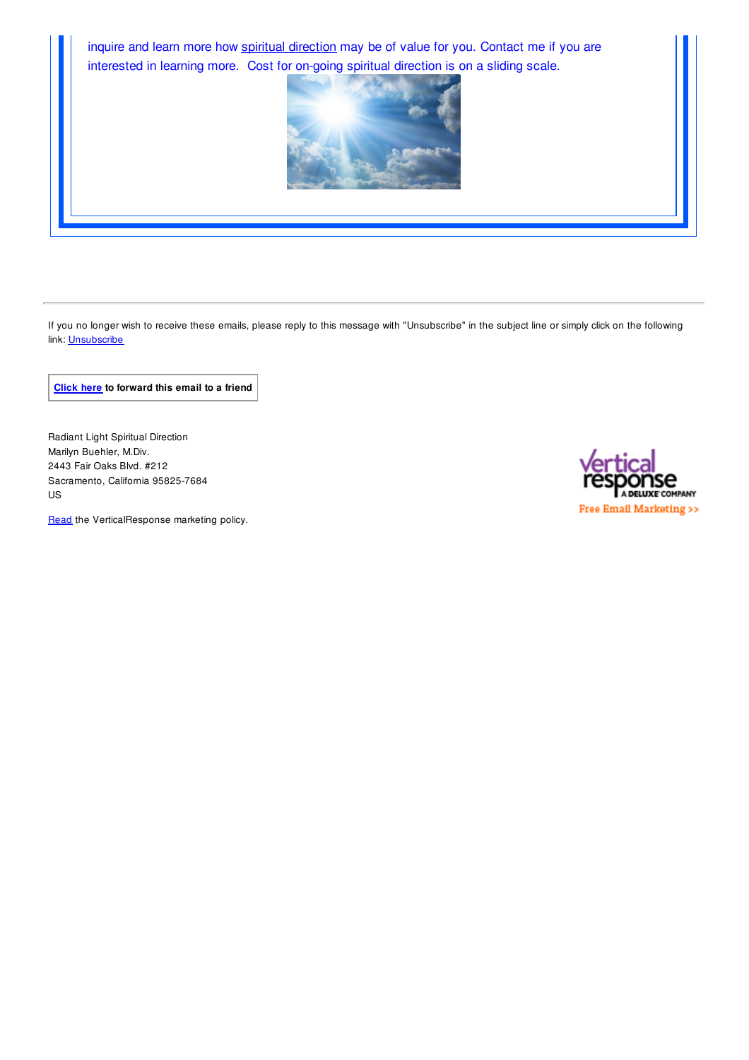inquire and learn more how spiritual direction may be of value for you. Contact me if you are interested in learning more. Cost for on-going spiritual direction is on a sliding scale.

---

If you no longer wish to receive these emails, please reply to this message with "Unsubscribe" in the subject line or simply click on the following link: Unsubscribe

**Click here to forward this email to a friend**

Radiant Light Spiritual Direction
Marilyn Buehler, M.Div.
2443 Fair Oaks Blvd. #212
Sacramento, California 95825-7684
US

Read the VerticalResponse marketing policy.

Vertical response A DELUXE COMPANY
Free Email Marketing >>